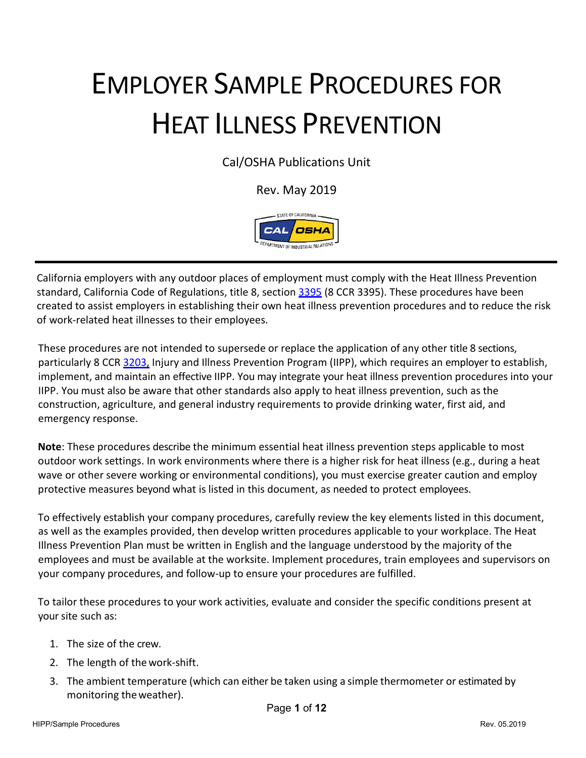# EMPLOYER SAMPLE PROCEDURES FOR HEAT ILLNESS PREVENTION

Cal/OSHA Publications Unit

Rev. May 2019

California employers with any outdoor places of employment must comply with the Heat Illness Prevention standard, California Code of Regulations, title 8, section 3395 (8 CCR 3395). These procedures have been created to assist employers in establishing their own heat illness prevention procedures and to reduce the risk of work-related heat illnesses to their employees.

These procedures are not intended to supersede or replace the application of any other title 8 sections, particularly 8 CCR 3203, Injury and Illness Prevention Program (IIPP), which requires an employer to establish, implement, and maintain an effective IIPP. You may integrate your heat illness prevention procedures into your IIPP. You must also be aware that other standards also apply to heat illness prevention, such as the construction, agriculture, and general industry requirements to provide drinking water, first aid, and emergency response.

**Note**: These procedures describe the minimum essential heat illness prevention steps applicable to most outdoor work settings. In work environments where there is a higher risk for heat illness (e.g., during a heat wave or other severe working or environmental conditions), you must exercise greater caution and employ protective measures beyond what is listed in this document, as needed to protect employees.

To effectively establish your company procedures, carefully review the key elements listed in this document, as well as the examples provided, then develop written procedures applicable to your workplace. The Heat Illness Prevention Plan must be written in English and the language understood by the majority of the employees and must be available at the worksite. Implement procedures, train employees and supervisors on your company procedures, and follow-up to ensure your procedures are fulfilled.

To tailor these procedures to your work activities, evaluate and consider the specific conditions present at your site such as:

1. The size of the crew.
2. The length of the work-shift.
3. The ambient temperature (which can either be taken using a simple thermometer or estimated by monitoring the weather).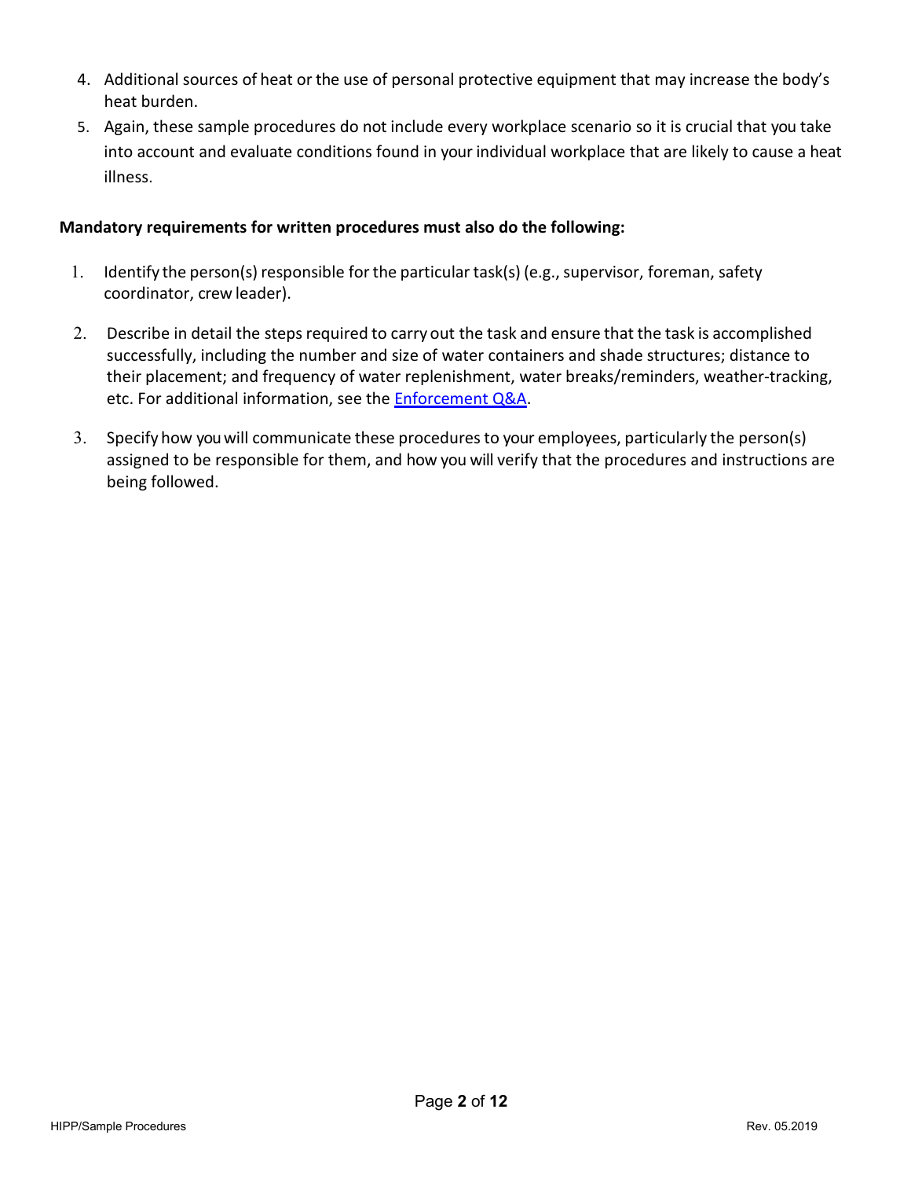4. Additional sources of heat or the use of personal protective equipment that may increase the body's heat burden.
5. Again, these sample procedures do not include every workplace scenario so it is crucial that you take into account and evaluate conditions found in your individual workplace that are likely to cause a heat illness.

**Mandatory requirements for written procedures must also do the following:**

1. Identify the person(s) responsible for the particular task(s) (e.g., supervisor, foreman, safety coordinator, crew leader).
2. Describe in detail the steps required to carry out the task and ensure that the task is accomplished successfully, including the number and size of water containers and shade structures; distance to their placement; and frequency of water replenishment, water breaks/reminders, weather-tracking, etc. For additional information, see the Enforcement Q&A.
3. Specify how you will communicate these procedures to your employees, particularly the person(s) assigned to be responsible for them, and how you will verify that the procedures and instructions are being followed.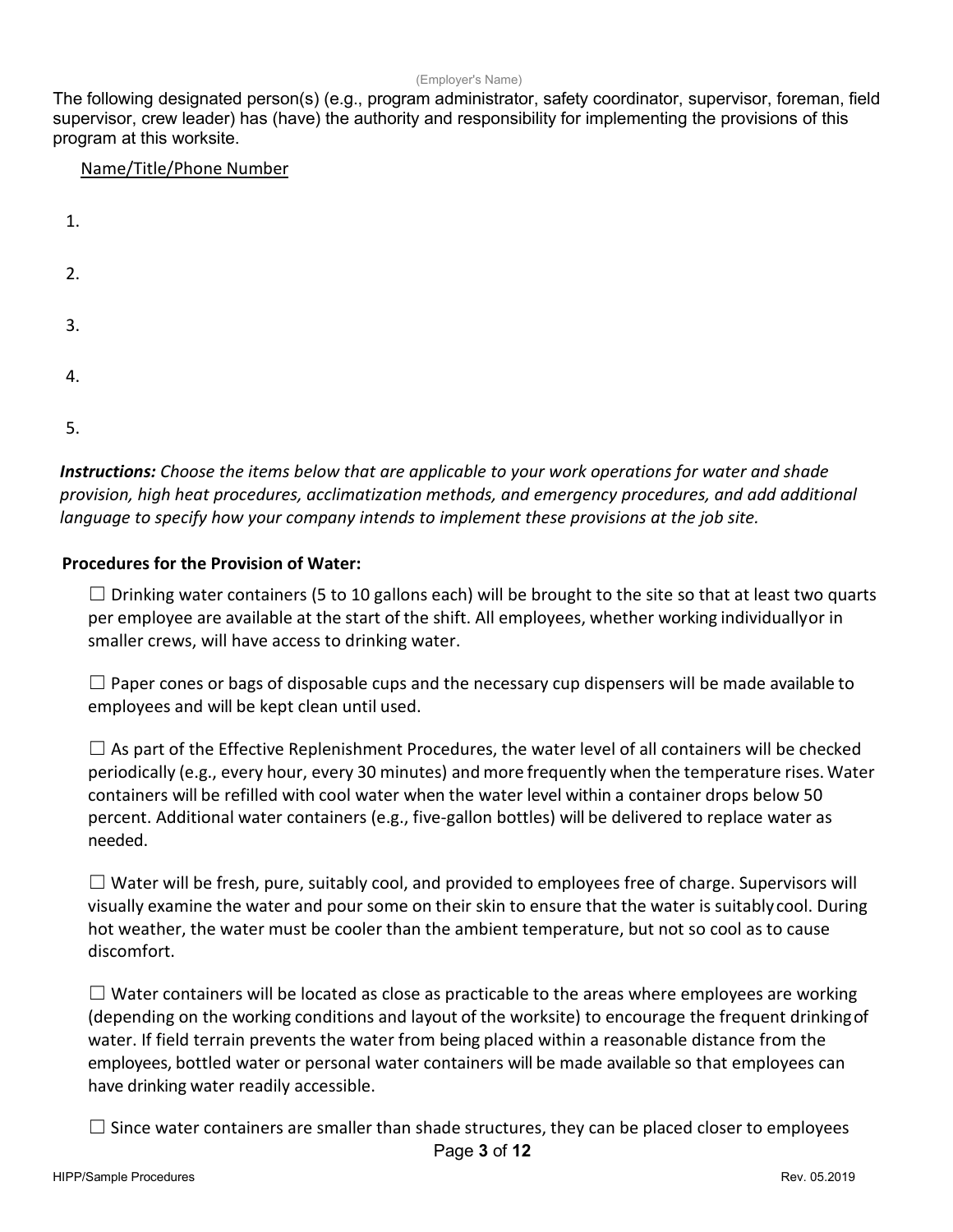(Employer's Name)

The following designated person(s) (e.g., program administrator, safety coordinator, supervisor, foreman, field supervisor, crew leader) has (have) the authority and responsibility for implementing the provisions of this program at this worksite.

Name/Title/Phone Number

1.

2.

3.

4.

5.

***Instructions:*** *Choose the items below that are applicable to your work operations for water and shade provision, high heat procedures, acclimatization methods, and emergency procedures, and add additional language to specify how your company intends to implement these provisions at the job site.*

**Procedures for the Provision of Water:**

☐ Drinking water containers (5 to 10 gallons each) will be brought to the site so that at least two quarts per employee are available at the start of the shift. All employees, whether working individuallyor in smaller crews, will have access to drinking water.

☐ Paper cones or bags of disposable cups and the necessary cup dispensers will be made available to employees and will be kept clean until used.

☐ As part of the Effective Replenishment Procedures, the water level of all containers will be checked periodically (e.g., every hour, every 30 minutes) and more frequently when the temperature rises. Water containers will be refilled with cool water when the water level within a container drops below 50 percent. Additional water containers (e.g., five-gallon bottles) will be delivered to replace water as needed.

☐ Water will be fresh, pure, suitably cool, and provided to employees free of charge. Supervisors will visually examine the water and pour some on their skin to ensure that the water is suitablycool. During hot weather, the water must be cooler than the ambient temperature, but not so cool as to cause discomfort.

☐ Water containers will be located as close as practicable to the areas where employees are working (depending on the working conditions and layout of the worksite) to encourage the frequent drinkingof water. If field terrain prevents the water from being placed within a reasonable distance from the employees, bottled water or personal water containers will be made available so that employees can have drinking water readily accessible.

☐ Since water containers are smaller than shade structures, they can be placed closer to employees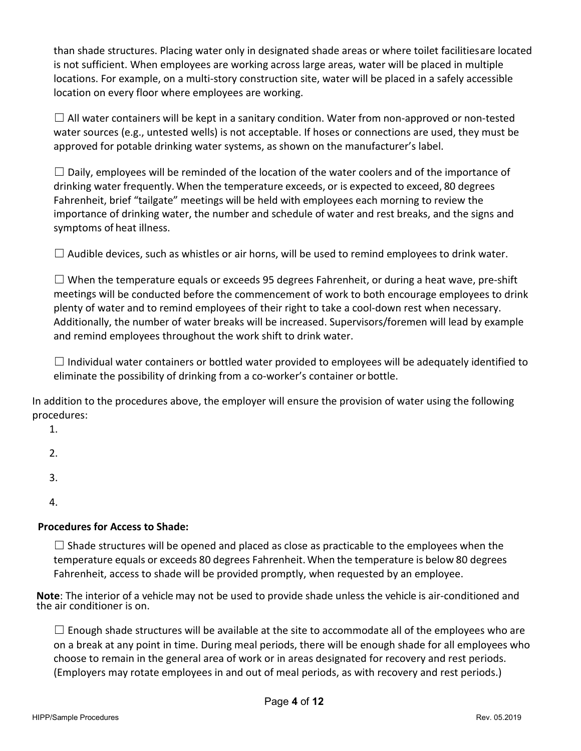than shade structures. Placing water only in designated shade areas or where toilet facilities are located is not sufficient. When employees are working across large areas, water will be placed in multiple locations. For example, on a multi-story construction site, water will be placed in a safely accessible location on every floor where employees are working.

☐ All water containers will be kept in a sanitary condition. Water from non-approved or non-tested water sources (e.g., untested wells) is not acceptable. If hoses or connections are used, they must be approved for potable drinking water systems, as shown on the manufacturer's label.

☐ Daily, employees will be reminded of the location of the water coolers and of the importance of drinking water frequently. When the temperature exceeds, or is expected to exceed, 80 degrees Fahrenheit, brief "tailgate" meetings will be held with employees each morning to review the importance of drinking water, the number and schedule of water and rest breaks, and the signs and symptoms of heat illness.

☐ Audible devices, such as whistles or air horns, will be used to remind employees to drink water.

☐ When the temperature equals or exceeds 95 degrees Fahrenheit, or during a heat wave, pre-shift meetings will be conducted before the commencement of work to both encourage employees to drink plenty of water and to remind employees of their right to take a cool-down rest when necessary. Additionally, the number of water breaks will be increased. Supervisors/foremen will lead by example and remind employees throughout the work shift to drink water.

☐ Individual water containers or bottled water provided to employees will be adequately identified to eliminate the possibility of drinking from a co-worker's container or bottle.

In addition to the procedures above, the employer will ensure the provision of water using the following procedures:

1.
2.
3.
4.

**Procedures for Access to Shade:**

☐ Shade structures will be opened and placed as close as practicable to the employees when the temperature equals or exceeds 80 degrees Fahrenheit. When the temperature is below 80 degrees Fahrenheit, access to shade will be provided promptly, when requested by an employee.

**Note**: The interior of a vehicle may not be used to provide shade unless the vehicle is air-conditioned and the air conditioner is on.

☐ Enough shade structures will be available at the site to accommodate all of the employees who are on a break at any point in time. During meal periods, there will be enough shade for all employees who choose to remain in the general area of work or in areas designated for recovery and rest periods. (Employers may rotate employees in and out of meal periods, as with recovery and rest periods.)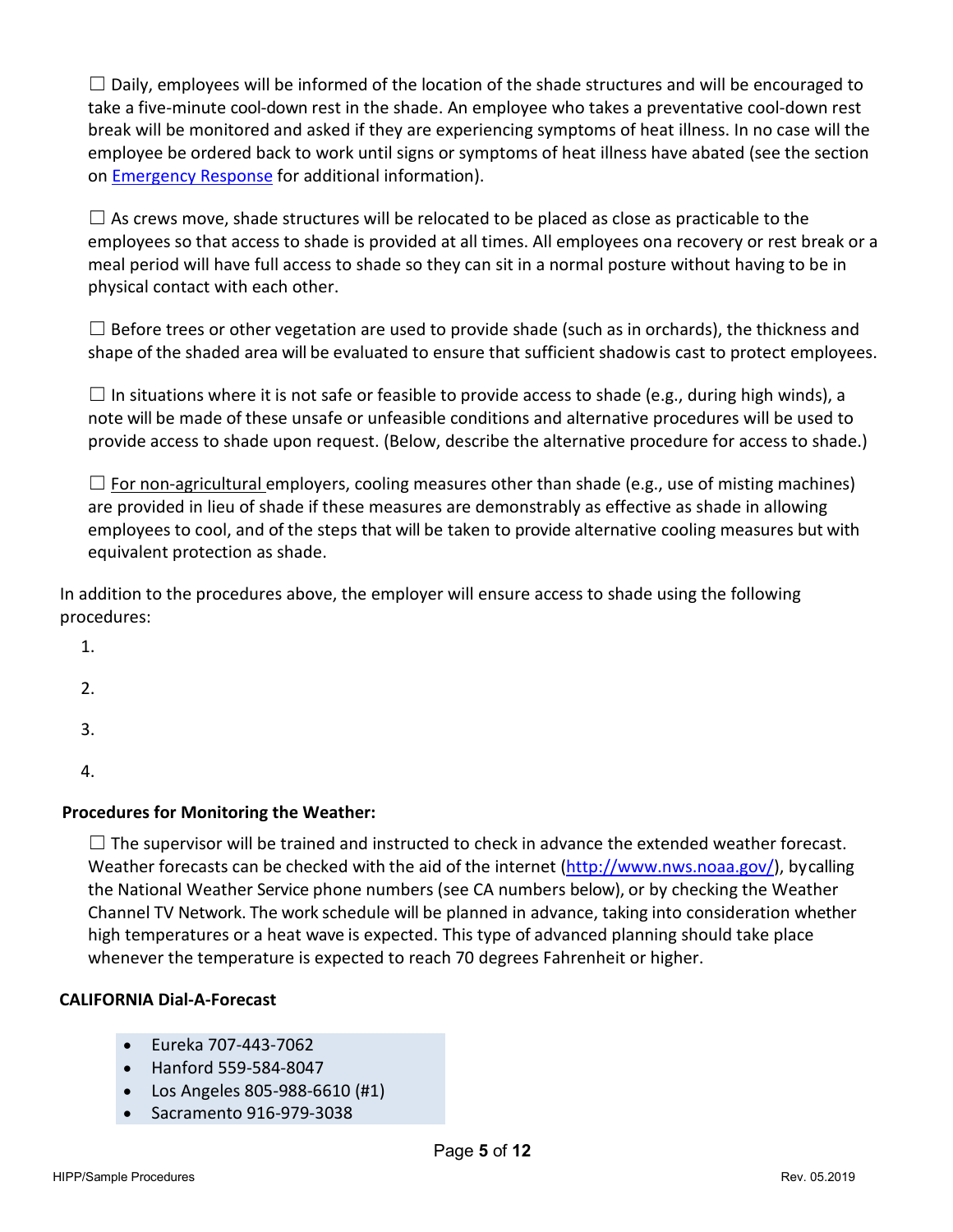☐ Daily, employees will be informed of the location of the shade structures and will be encouraged to take a five-minute cool-down rest in the shade. An employee who takes a preventative cool-down rest break will be monitored and asked if they are experiencing symptoms of heat illness. In no case will the employee be ordered back to work until signs or symptoms of heat illness have abated (see the section on [Emergency Response](#) for additional information).

☐ As crews move, shade structures will be relocated to be placed as close as practicable to the employees so that access to shade is provided at all times. All employees on a recovery or rest break or a meal period will have full access to shade so they can sit in a normal posture without having to be in physical contact with each other.

☐ Before trees or other vegetation are used to provide shade (such as in orchards), the thickness and shape of the shaded area will be evaluated to ensure that sufficient shadow is cast to protect employees.

☐ In situations where it is not safe or feasible to provide access to shade (e.g., during high winds), a note will be made of these unsafe or unfeasible conditions and alternative procedures will be used to provide access to shade upon request. (Below, describe the alternative procedure for access to shade.)

☐ For non-agricultural employers, cooling measures other than shade (e.g., use of misting machines) are provided in lieu of shade if these measures are demonstrably as effective as shade in allowing employees to cool, and of the steps that will be taken to provide alternative cooling measures but with equivalent protection as shade.

In addition to the procedures above, the employer will ensure access to shade using the following procedures:

1.
2.
3.
4.

**Procedures for Monitoring the Weather:**

☐ The supervisor will be trained and instructed to check in advance the extended weather forecast. Weather forecasts can be checked with the aid of the internet (http://www.nws.noaa.gov/), by calling the National Weather Service phone numbers (see CA numbers below), or by checking the Weather Channel TV Network. The work schedule will be planned in advance, taking into consideration whether high temperatures or a heat wave is expected. This type of advanced planning should take place whenever the temperature is expected to reach 70 degrees Fahrenheit or higher.

**CALIFORNIA Dial-A-Forecast**

- Eureka 707-443-7062
- Hanford 559-584-8047
- Los Angeles 805-988-6610 (#1)
- Sacramento 916-979-3038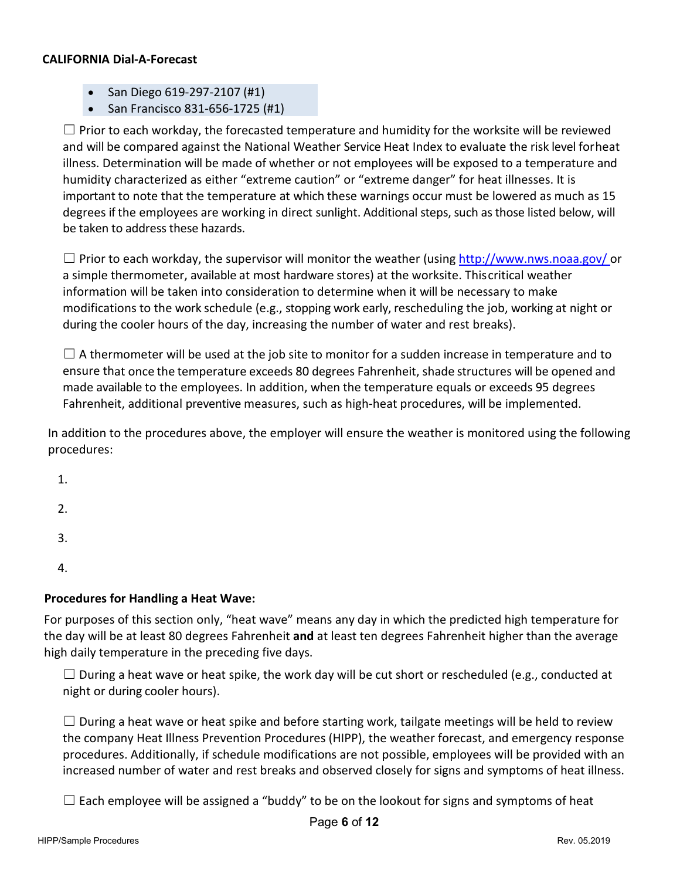**CALIFORNIA Dial-A-Forecast**

- San Diego 619-297-2107 (#1)
- San Francisco 831-656-1725 (#1)

☐ Prior to each workday, the forecasted temperature and humidity for the worksite will be reviewed and will be compared against the National Weather Service Heat Index to evaluate the risk level forheat illness. Determination will be made of whether or not employees will be exposed to a temperature and humidity characterized as either "extreme caution" or "extreme danger" for heat illnesses. It is important to note that the temperature at which these warnings occur must be lowered as much as 15 degrees if the employees are working in direct sunlight. Additional steps, such as those listed below, will be taken to address these hazards.

☐ Prior to each workday, the supervisor will monitor the weather (using [http://www.nws.noaa.gov/](http://www.nws.noaa.gov/) or a simple thermometer, available at most hardware stores) at the worksite. Thiscritical weather information will be taken into consideration to determine when it will be necessary to make modifications to the work schedule (e.g., stopping work early, rescheduling the job, working at night or during the cooler hours of the day, increasing the number of water and rest breaks).

☐ A thermometer will be used at the job site to monitor for a sudden increase in temperature and to ensure that once the temperature exceeds 80 degrees Fahrenheit, shade structures will be opened and made available to the employees. In addition, when the temperature equals or exceeds 95 degrees Fahrenheit, additional preventive measures, such as high-heat procedures, will be implemented.

In addition to the procedures above, the employer will ensure the weather is monitored using the following procedures:

1.

2.

3.

4.

**Procedures for Handling a Heat Wave:**

For purposes of this section only, "heat wave" means any day in which the predicted high temperature for the day will be at least 80 degrees Fahrenheit **and** at least ten degrees Fahrenheit higher than the average high daily temperature in the preceding five days.

☐ During a heat wave or heat spike, the work day will be cut short or rescheduled (e.g., conducted at night or during cooler hours).

☐ During a heat wave or heat spike and before starting work, tailgate meetings will be held to review the company Heat Illness Prevention Procedures (HIPP), the weather forecast, and emergency response procedures. Additionally, if schedule modifications are not possible, employees will be provided with an increased number of water and rest breaks and observed closely for signs and symptoms of heat illness.

☐ Each employee will be assigned a "buddy" to be on the lookout for signs and symptoms of heat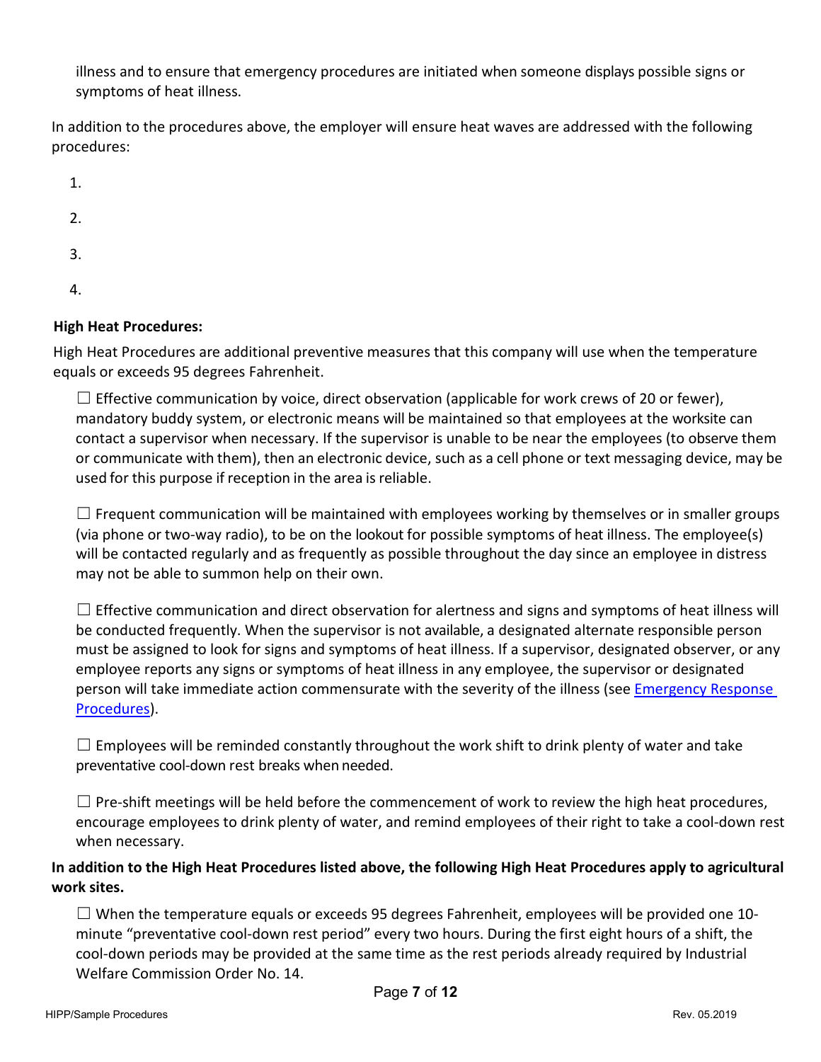illness and to ensure that emergency procedures are initiated when someone displays possible signs or symptoms of heat illness.

In addition to the procedures above, the employer will ensure heat waves are addressed with the following procedures:

1.

2.

3.

4.

**High Heat Procedures:**

High Heat Procedures are additional preventive measures that this company will use when the temperature equals or exceeds 95 degrees Fahrenheit.

☐ Effective communication by voice, direct observation (applicable for work crews of 20 or fewer), mandatory buddy system, or electronic means will be maintained so that employees at the worksite can contact a supervisor when necessary. If the supervisor is unable to be near the employees (to observe them or communicate with them), then an electronic device, such as a cell phone or text messaging device, may be used for this purpose if reception in the area is reliable.

☐ Frequent communication will be maintained with employees working by themselves or in smaller groups (via phone or two-way radio), to be on the lookout for possible symptoms of heat illness. The employee(s) will be contacted regularly and as frequently as possible throughout the day since an employee in distress may not be able to summon help on their own.

☐ Effective communication and direct observation for alertness and signs and symptoms of heat illness will be conducted frequently. When the supervisor is not available, a designated alternate responsible person must be assigned to look for signs and symptoms of heat illness. If a supervisor, designated observer, or any employee reports any signs or symptoms of heat illness in any employee, the supervisor or designated person will take immediate action commensurate with the severity of the illness (see Emergency Response Procedures).

☐ Employees will be reminded constantly throughout the work shift to drink plenty of water and take preventative cool-down rest breaks when needed.

☐ Pre-shift meetings will be held before the commencement of work to review the high heat procedures, encourage employees to drink plenty of water, and remind employees of their right to take a cool-down rest when necessary.

**In addition to the High Heat Procedures listed above, the following High Heat Procedures apply to agricultural work sites.**

☐ When the temperature equals or exceeds 95 degrees Fahrenheit, employees will be provided one 10-minute "preventative cool-down rest period" every two hours. During the first eight hours of a shift, the cool-down periods may be provided at the same time as the rest periods already required by Industrial Welfare Commission Order No. 14.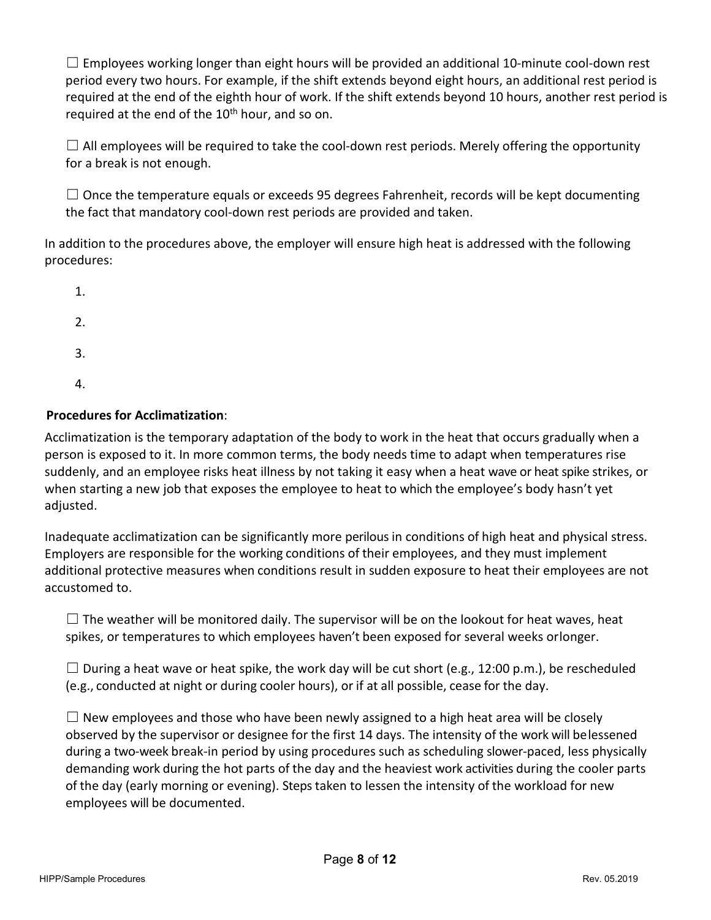☐ Employees working longer than eight hours will be provided an additional 10-minute cool-down rest period every two hours. For example, if the shift extends beyond eight hours, an additional rest period is required at the end of the eighth hour of work. If the shift extends beyond 10 hours, another rest period is required at the end of the 10th hour, and so on.

☐ All employees will be required to take the cool-down rest periods. Merely offering the opportunity for a break is not enough.

☐ Once the temperature equals or exceeds 95 degrees Fahrenheit, records will be kept documenting the fact that mandatory cool-down rest periods are provided and taken.

In addition to the procedures above, the employer will ensure high heat is addressed with the following procedures:

1.
2.
3.
4.

**Procedures for Acclimatization**:

Acclimatization is the temporary adaptation of the body to work in the heat that occurs gradually when a person is exposed to it. In more common terms, the body needs time to adapt when temperatures rise suddenly, and an employee risks heat illness by not taking it easy when a heat wave or heat spike strikes, or when starting a new job that exposes the employee to heat to which the employee's body hasn't yet adjusted.

Inadequate acclimatization can be significantly more perilous in conditions of high heat and physical stress. Employers are responsible for the working conditions of their employees, and they must implement additional protective measures when conditions result in sudden exposure to heat their employees are not accustomed to.

☐ The weather will be monitored daily. The supervisor will be on the lookout for heat waves, heat spikes, or temperatures to which employees haven't been exposed for several weeks orlonger.

☐ During a heat wave or heat spike, the work day will be cut short (e.g., 12:00 p.m.), be rescheduled (e.g., conducted at night or during cooler hours), or if at all possible, cease for the day.

☐ New employees and those who have been newly assigned to a high heat area will be closely observed by the supervisor or designee for the first 14 days. The intensity of the work will belessened during a two-week break-in period by using procedures such as scheduling slower-paced, less physically demanding work during the hot parts of the day and the heaviest work activities during the cooler parts of the day (early morning or evening). Steps taken to lessen the intensity of the workload for new employees will be documented.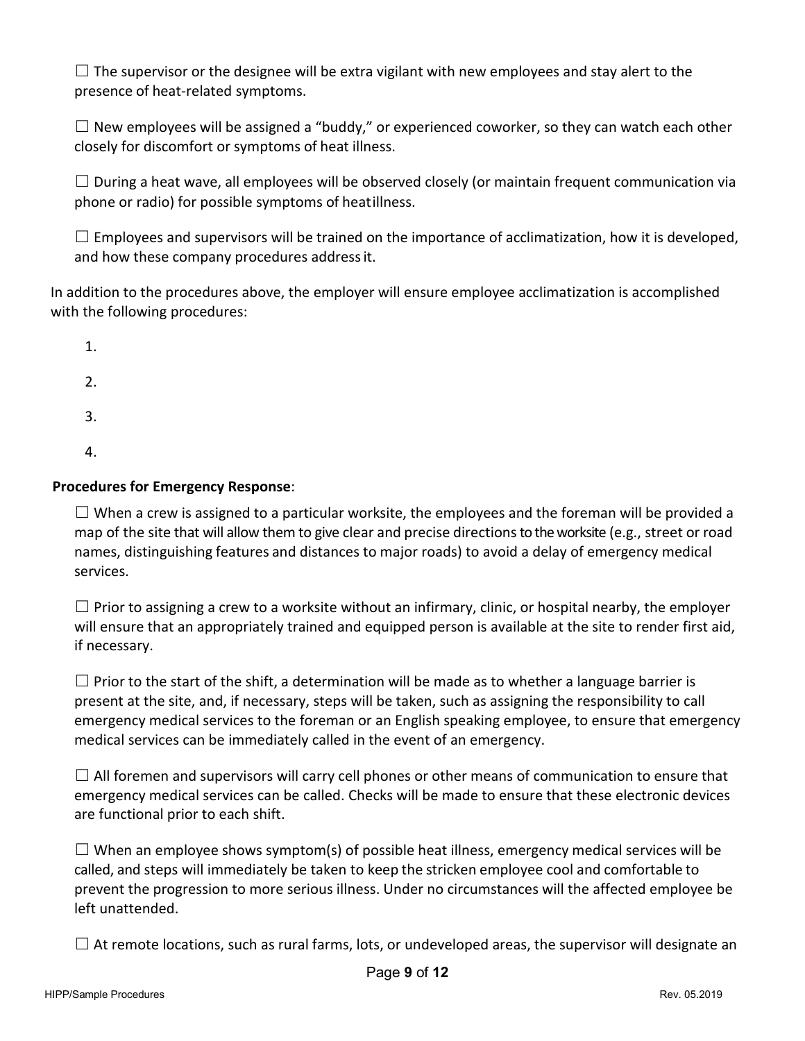☐ The supervisor or the designee will be extra vigilant with new employees and stay alert to the presence of heat-related symptoms.

☐ New employees will be assigned a "buddy," or experienced coworker, so they can watch each other closely for discomfort or symptoms of heat illness.

☐ During a heat wave, all employees will be observed closely (or maintain frequent communication via phone or radio) for possible symptoms of heat illness.

☐ Employees and supervisors will be trained on the importance of acclimatization, how it is developed, and how these company procedures address it.

In addition to the procedures above, the employer will ensure employee acclimatization is accomplished with the following procedures:

1.
2.
3.
4.

**Procedures for Emergency Response**:

☐ When a crew is assigned to a particular worksite, the employees and the foreman will be provided a map of the site that will allow them to give clear and precise directions to the worksite (e.g., street or road names, distinguishing features and distances to major roads) to avoid a delay of emergency medical services.

☐ Prior to assigning a crew to a worksite without an infirmary, clinic, or hospital nearby, the employer will ensure that an appropriately trained and equipped person is available at the site to render first aid, if necessary.

☐ Prior to the start of the shift, a determination will be made as to whether a language barrier is present at the site, and, if necessary, steps will be taken, such as assigning the responsibility to call emergency medical services to the foreman or an English speaking employee, to ensure that emergency medical services can be immediately called in the event of an emergency.

☐ All foremen and supervisors will carry cell phones or other means of communication to ensure that emergency medical services can be called. Checks will be made to ensure that these electronic devices are functional prior to each shift.

☐ When an employee shows symptom(s) of possible heat illness, emergency medical services will be called, and steps will immediately be taken to keep the stricken employee cool and comfortable to prevent the progression to more serious illness. Under no circumstances will the affected employee be left unattended.

☐ At remote locations, such as rural farms, lots, or undeveloped areas, the supervisor will designate an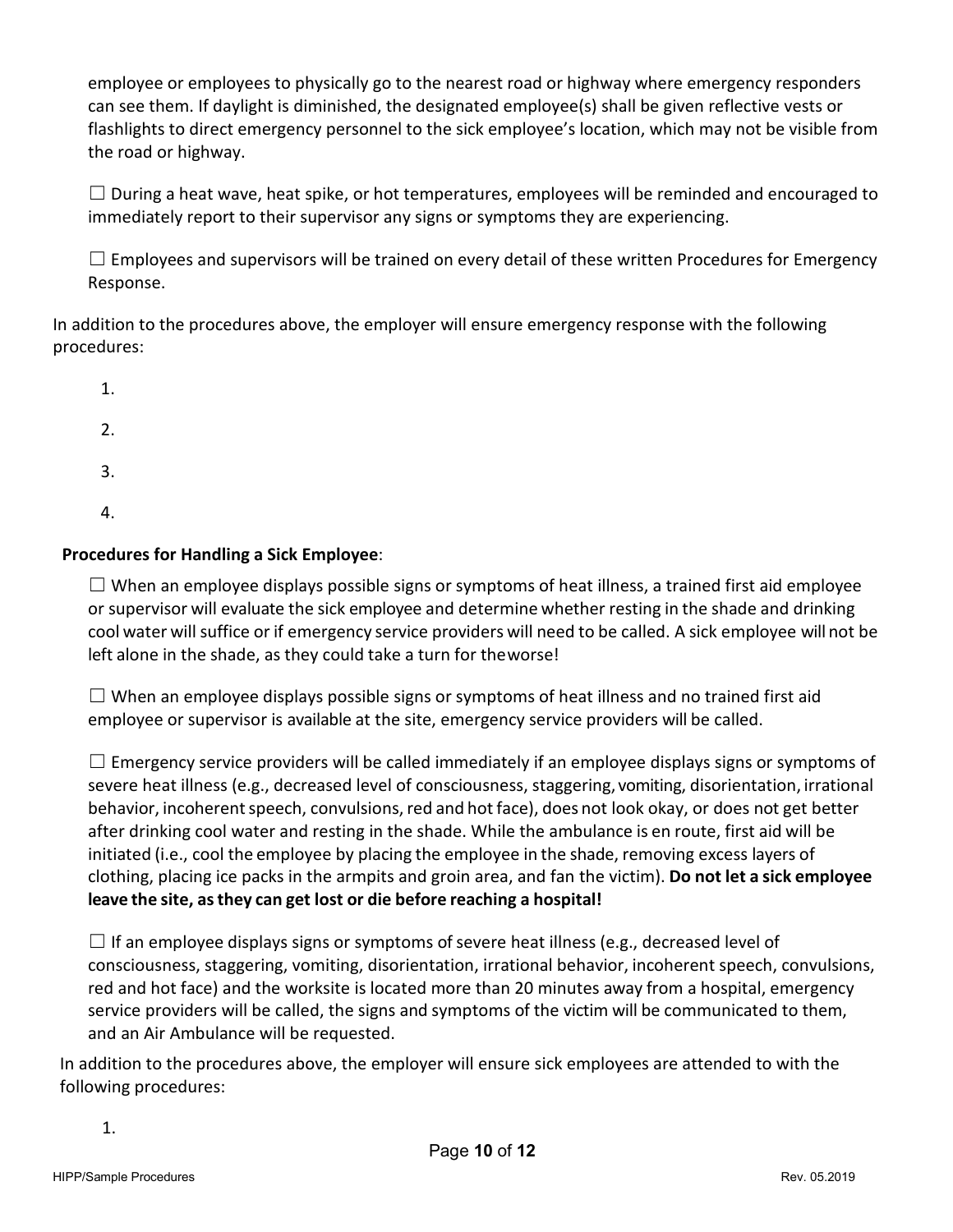employee or employees to physically go to the nearest road or highway where emergency responders can see them. If daylight is diminished, the designated employee(s) shall be given reflective vests or flashlights to direct emergency personnel to the sick employee's location, which may not be visible from the road or highway.

☐ During a heat wave, heat spike, or hot temperatures, employees will be reminded and encouraged to immediately report to their supervisor any signs or symptoms they are experiencing.

☐ Employees and supervisors will be trained on every detail of these written Procedures for Emergency Response.

In addition to the procedures above, the employer will ensure emergency response with the following procedures:

1.
2.
3.
4.

**Procedures for Handling a Sick Employee**:

☐ When an employee displays possible signs or symptoms of heat illness, a trained first aid employee or supervisor will evaluate the sick employee and determine whether resting in the shade and drinking cool water will suffice or if emergency service providers will need to be called. A sick employee will not be left alone in the shade, as they could take a turn for theworse!

☐ When an employee displays possible signs or symptoms of heat illness and no trained first aid employee or supervisor is available at the site, emergency service providers will be called.

☐ Emergency service providers will be called immediately if an employee displays signs or symptoms of severe heat illness (e.g., decreased level of consciousness, staggering, vomiting, disorientation, irrational behavior, incoherent speech, convulsions, red and hot face), does not look okay, or does not get better after drinking cool water and resting in the shade. While the ambulance is en route, first aid will be initiated (i.e., cool the employee by placing the employee in the shade, removing excess layers of clothing, placing ice packs in the armpits and groin area, and fan the victim). **Do not let a sick employee leave the site, as they can get lost or die before reaching a hospital!**

☐ If an employee displays signs or symptoms of severe heat illness (e.g., decreased level of consciousness, staggering, vomiting, disorientation, irrational behavior, incoherent speech, convulsions, red and hot face) and the worksite is located more than 20 minutes away from a hospital, emergency service providers will be called, the signs and symptoms of the victim will be communicated to them, and an Air Ambulance will be requested.

In addition to the procedures above, the employer will ensure sick employees are attended to with the following procedures:

1.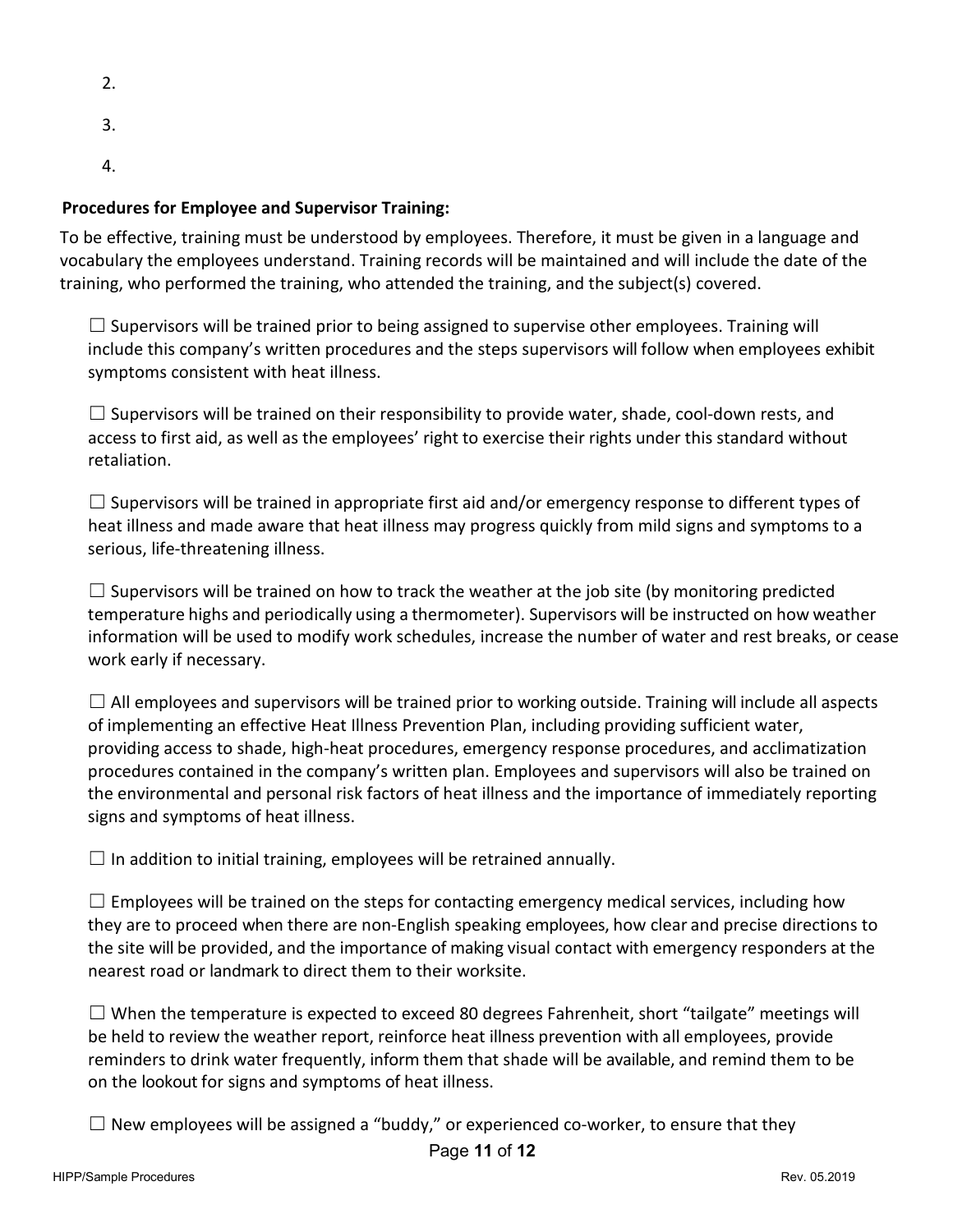2.

3.

4.

**Procedures for Employee and Supervisor Training:**

To be effective, training must be understood by employees. Therefore, it must be given in a language and vocabulary the employees understand. Training records will be maintained and will include the date of the training, who performed the training, who attended the training, and the subject(s) covered.

☐ Supervisors will be trained prior to being assigned to supervise other employees. Training will include this company's written procedures and the steps supervisors will follow when employees exhibit symptoms consistent with heat illness.

☐ Supervisors will be trained on their responsibility to provide water, shade, cool-down rests, and access to first aid, as well as the employees' right to exercise their rights under this standard without retaliation.

☐ Supervisors will be trained in appropriate first aid and/or emergency response to different types of heat illness and made aware that heat illness may progress quickly from mild signs and symptoms to a serious, life-threatening illness.

☐ Supervisors will be trained on how to track the weather at the job site (by monitoring predicted temperature highs and periodically using a thermometer). Supervisors will be instructed on how weather information will be used to modify work schedules, increase the number of water and rest breaks, or cease work early if necessary.

☐ All employees and supervisors will be trained prior to working outside. Training will include all aspects of implementing an effective Heat Illness Prevention Plan, including providing sufficient water, providing access to shade, high-heat procedures, emergency response procedures, and acclimatization procedures contained in the company's written plan. Employees and supervisors will also be trained on the environmental and personal risk factors of heat illness and the importance of immediately reporting signs and symptoms of heat illness.

☐ In addition to initial training, employees will be retrained annually.

☐ Employees will be trained on the steps for contacting emergency medical services, including how they are to proceed when there are non-English speaking employees, how clear and precise directions to the site will be provided, and the importance of making visual contact with emergency responders at the nearest road or landmark to direct them to their worksite.

☐ When the temperature is expected to exceed 80 degrees Fahrenheit, short "tailgate" meetings will be held to review the weather report, reinforce heat illness prevention with all employees, provide reminders to drink water frequently, inform them that shade will be available, and remind them to be on the lookout for signs and symptoms of heat illness.

☐ New employees will be assigned a "buddy," or experienced co-worker, to ensure that they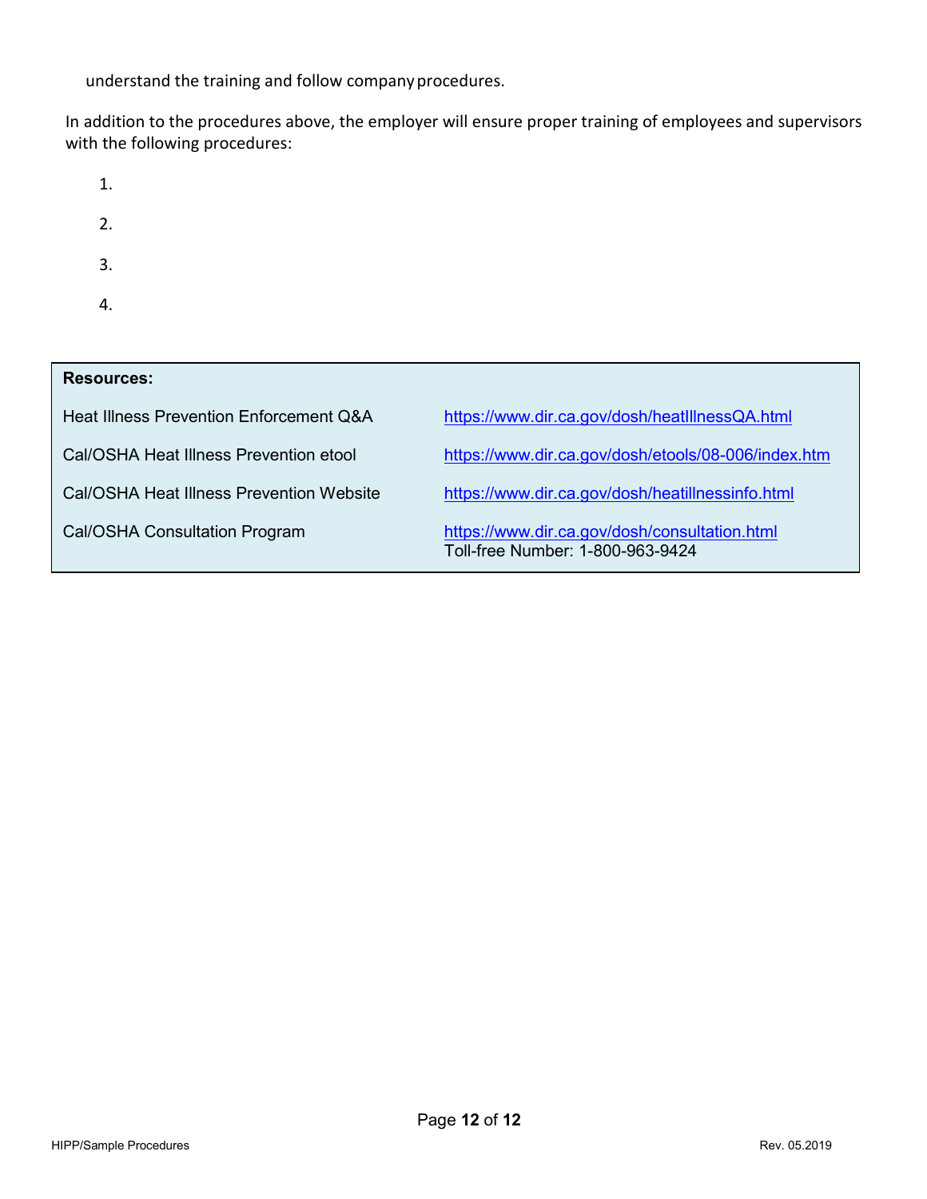understand the training and follow company procedures.

In addition to the procedures above, the employer will ensure proper training of employees and supervisors with the following procedures:

1.
2.
3.
4.

**Resources:**

| | |
|---|---|
| Heat Illness Prevention Enforcement Q&A | https://www.dir.ca.gov/dosh/heatIllnessQA.html |
| Cal/OSHA Heat Illness Prevention etool | https://www.dir.ca.gov/dosh/etools/08-006/index.htm |
| Cal/OSHA Heat Illness Prevention Website | https://www.dir.ca.gov/dosh/heatillnessinfo.html |
| Cal/OSHA Consultation Program | https://www.dir.ca.gov/dosh/consultation.html<br>Toll-free Number: 1-800-963-9424 |